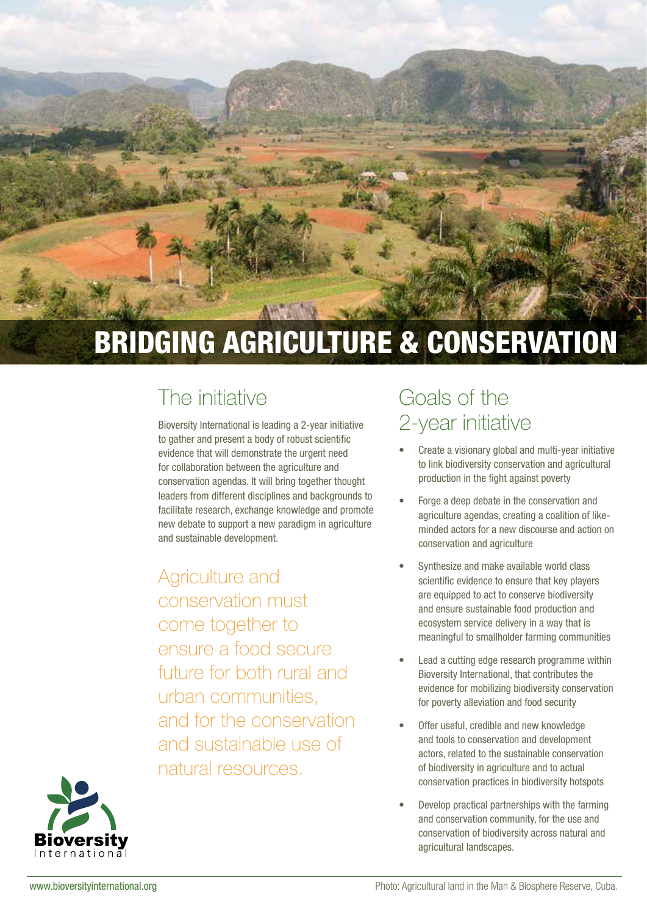# BRIDGING AGRICULTURE & CONSERVATION

## The initiative

Bioversity International is leading a 2-year initiative to gather and present a body of robust scientific evidence that will demonstrate the urgent need for collaboration between the agriculture and conservation agendas. It will bring together thought leaders from different disciplines and backgrounds to facilitate research, exchange knowledge and promote new debate to support a new paradigm in agriculture and sustainable development.

Agriculture and conservation must come together to ensure a food secure future for both rural and urban communities, and for the conservation and sustainable use of natural resources.

## Goals of the 2-year initiative

- Create a visionary global and multi-year initiative to link biodiversity conservation and agricultural production in the fight against poverty
- Forge a deep debate in the conservation and agriculture agendas, creating a coalition of like-minded actors for a new discourse and action on conservation and agriculture
- Synthesize and make available world class scientific evidence to ensure that key players are equipped to act to conserve biodiversity and ensure sustainable food production and ecosystem service delivery in a way that is meaningful to smallholder farming communities
- Lead a cutting edge research programme within Bioversity International, that contributes the evidence for mobilizing biodiversity conservation for poverty alleviation and food security
- Offer useful, credible and new knowledge and tools to conservation and development actors, related to the sustainable conservation of biodiversity in agriculture and to actual conservation practices in biodiversity hotspots
- Develop practical partnerships with the farming and conservation community, for the use and conservation of biodiversity across natural and agricultural landscapes.

Bioversity International

www.bioversityinternational.org

Photo: Agricultural land in the Man & Biosphere Reserve, Cuba.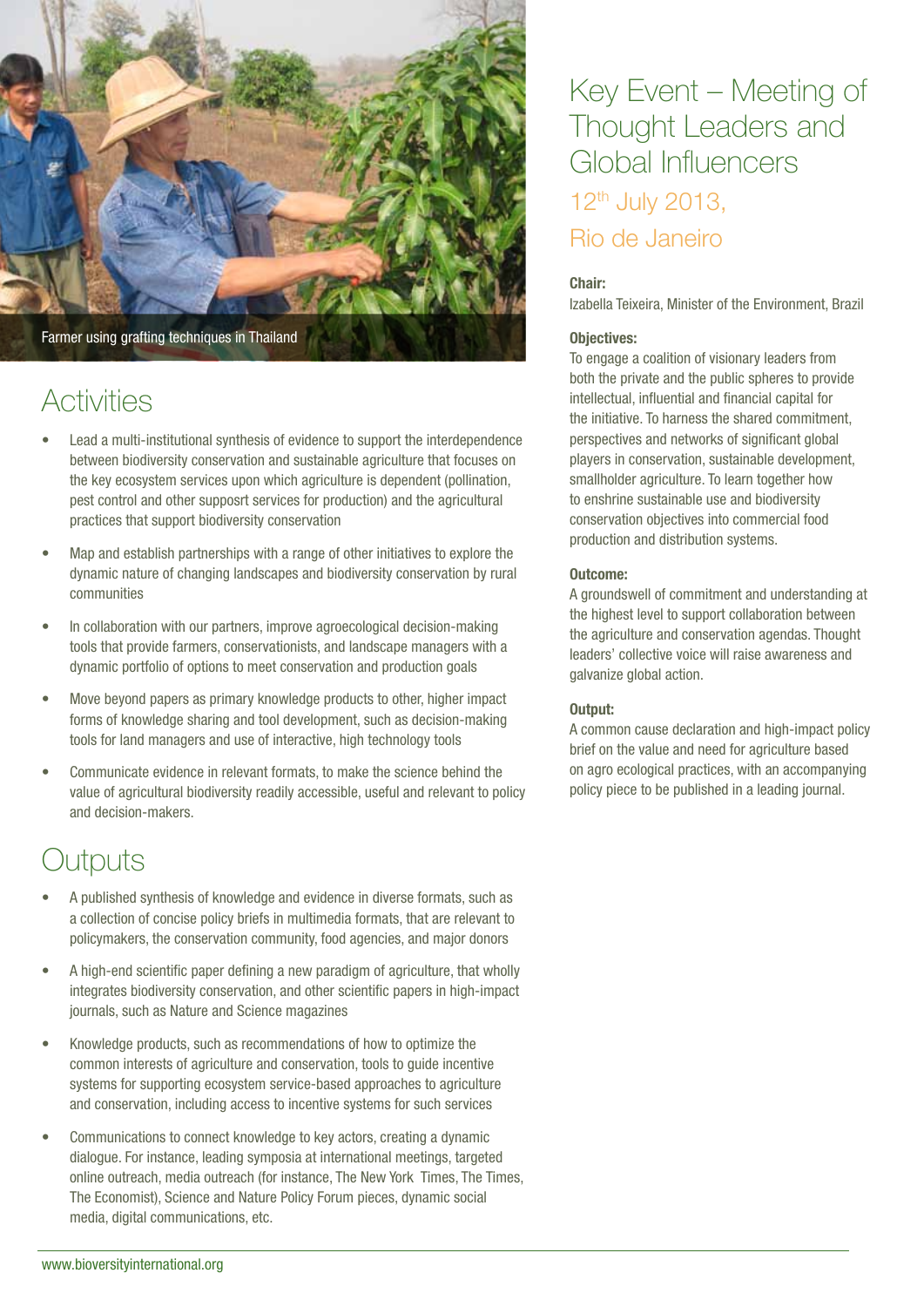Farmer using grafting techniques in Thailand

## Activities

- Lead a multi-institutional synthesis of evidence to support the interdependence between biodiversity conservation and sustainable agriculture that focuses on the key ecosystem services upon which agriculture is dependent (pollination, pest control and other supposrt services for production) and the agricultural practices that support biodiversity conservation
- Map and establish partnerships with a range of other initiatives to explore the dynamic nature of changing landscapes and biodiversity conservation by rural communities
- In collaboration with our partners, improve agroecological decision-making tools that provide farmers, conservationists, and landscape managers with a dynamic portfolio of options to meet conservation and production goals
- Move beyond papers as primary knowledge products to other, higher impact forms of knowledge sharing and tool development, such as decision-making tools for land managers and use of interactive, high technology tools
- Communicate evidence in relevant formats, to make the science behind the value of agricultural biodiversity readily accessible, useful and relevant to policy and decision-makers.

## Outputs

- A published synthesis of knowledge and evidence in diverse formats, such as a collection of concise policy briefs in multimedia formats, that are relevant to policymakers, the conservation community, food agencies, and major donors
- A high-end scientific paper defining a new paradigm of agriculture, that wholly integrates biodiversity conservation, and other scientific papers in high-impact journals, such as Nature and Science magazines
- Knowledge products, such as recommendations of how to optimize the common interests of agriculture and conservation, tools to guide incentive systems for supporting ecosystem service-based approaches to agriculture and conservation, including access to incentive systems for such services
- Communications to connect knowledge to key actors, creating a dynamic dialogue. For instance, leading symposia at international meetings, targeted online outreach, media outreach (for instance, The New York Times, The Times, The Economist), Science and Nature Policy Forum pieces, dynamic social media, digital communications, etc.

## Key Event – Meeting of Thought Leaders and Global Influencers

### 12th July 2013, Rio de Janeiro

**Chair:**

Izabella Teixeira, Minister of the Environment, Brazil

**Objectives:**

To engage a coalition of visionary leaders from both the private and the public spheres to provide intellectual, influential and financial capital for the initiative. To harness the shared commitment, perspectives and networks of significant global players in conservation, sustainable development, smallholder agriculture. To learn together how to enshrine sustainable use and biodiversity conservation objectives into commercial food production and distribution systems.

**Outcome:**

A groundswell of commitment and understanding at the highest level to support collaboration between the agriculture and conservation agendas. Thought leaders' collective voice will raise awareness and galvanize global action.

**Output:**

A common cause declaration and high-impact policy brief on the value and need for agriculture based on agro ecological practices, with an accompanying policy piece to be published in a leading journal.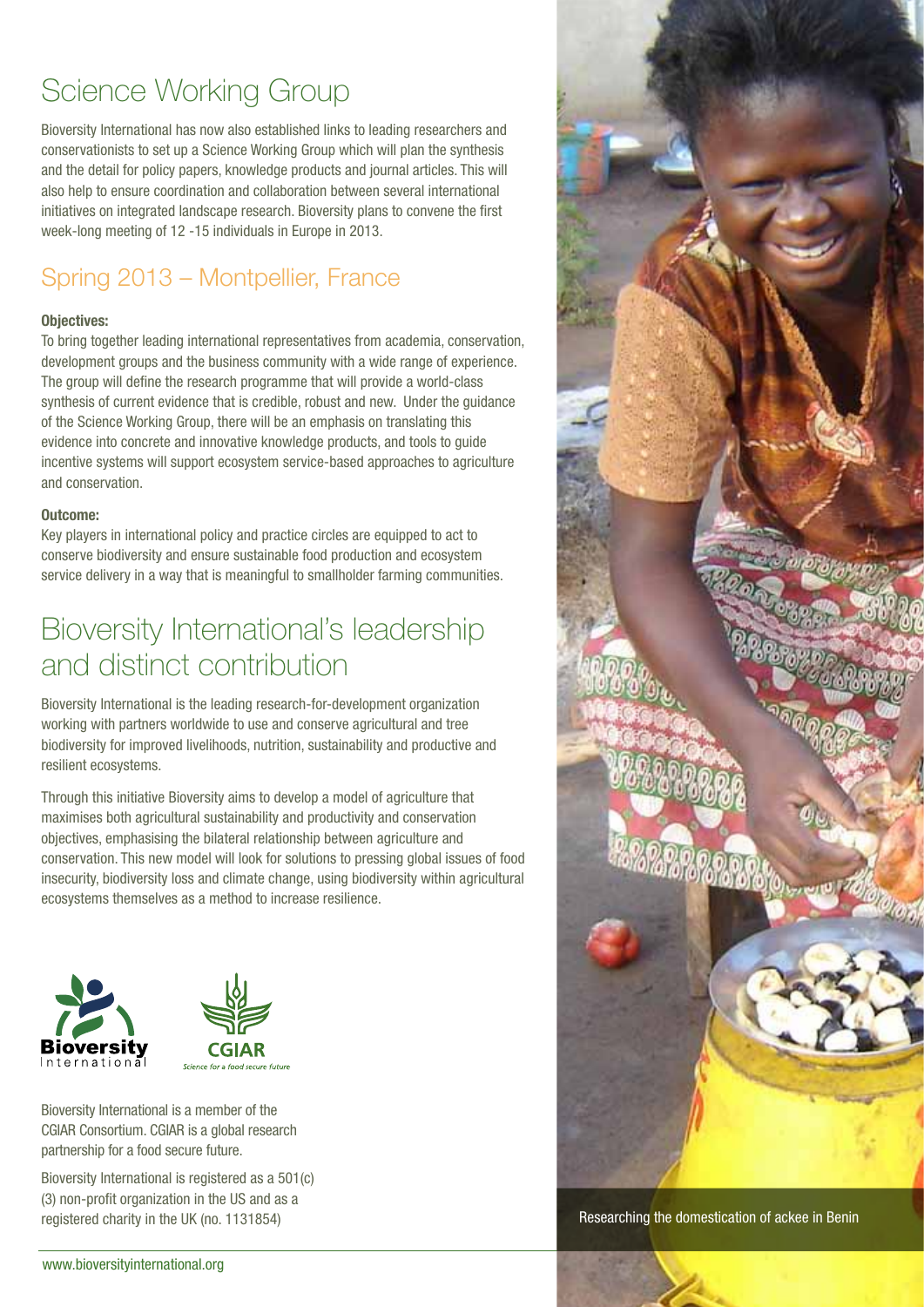# Science Working Group

Bioversity International has now also established links to leading researchers and conservationists to set up a Science Working Group which will plan the synthesis and the detail for policy papers, knowledge products and journal articles. This will also help to ensure coordination and collaboration between several international initiatives on integrated landscape research. Bioversity plans to convene the first week-long meeting of 12 -15 individuals in Europe in 2013.

## Spring 2013 – Montpellier, France

**Objectives:**
To bring together leading international representatives from academia, conservation, development groups and the business community with a wide range of experience. The group will define the research programme that will provide a world-class synthesis of current evidence that is credible, robust and new. Under the guidance of the Science Working Group, there will be an emphasis on translating this evidence into concrete and innovative knowledge products, and tools to guide incentive systems will support ecosystem service-based approaches to agriculture and conservation.

**Outcome:**
Key players in international policy and practice circles are equipped to act to conserve biodiversity and ensure sustainable food production and ecosystem service delivery in a way that is meaningful to smallholder farming communities.

# Bioversity International's leadership and distinct contribution

Bioversity International is the leading research-for-development organization working with partners worldwide to use and conserve agricultural and tree biodiversity for improved livelihoods, nutrition, sustainability and productive and resilient ecosystems.

Through this initiative Bioversity aims to develop a model of agriculture that maximises both agricultural sustainability and productivity and conservation objectives, emphasising the bilateral relationship between agriculture and conservation. This new model will look for solutions to pressing global issues of food insecurity, biodiversity loss and climate change, using biodiversity within agricultural ecosystems themselves as a method to increase resilience.

Bioversity International

CGIAR
Science for a food secure future

Bioversity International is a member of the CGIAR Consortium. CGIAR is a global research partnership for a food secure future.

Bioversity International is registered as a 501(c)(3) non-profit organization in the US and as a registered charity in the UK (no. 1131854)

Researching the domestication of ackee in Benin

www.bioversityinternational.org